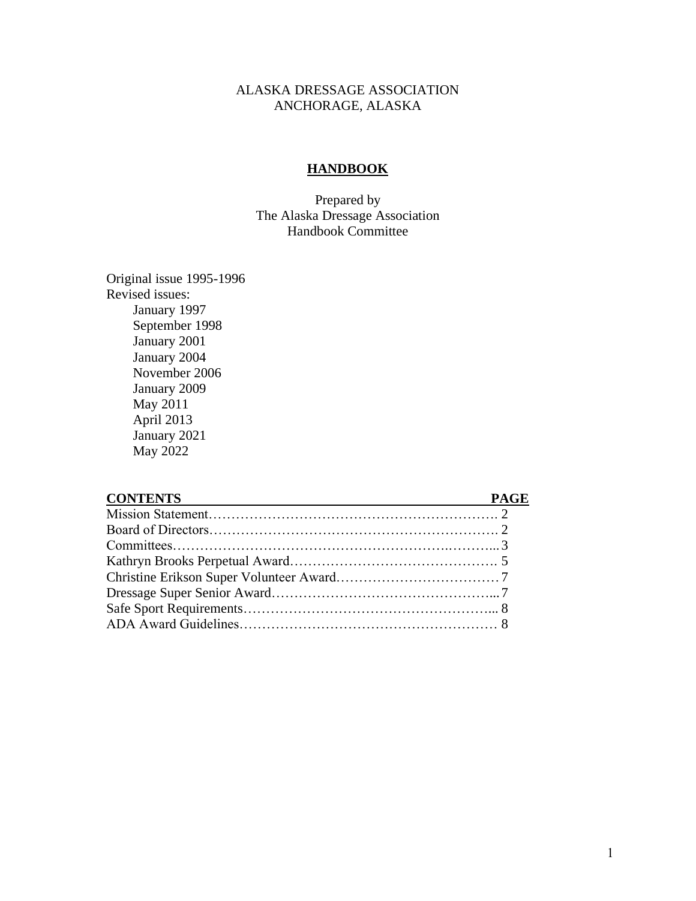ALASKA DRESSAGE ASSOCIATION
ANCHORAGE, ALASKA

# HANDBOOK

Prepared by
The Alaska Dressage Association
Handbook Committee

Original issue 1995-1996
Revised issues:

- January 1997
- September 1998
- January 2001
- January 2004
- November 2006
- January 2009
- May 2011
- April 2013
- January 2021
- May 2022

| CONTENTS | PAGE |
|---|---|
| Mission Statement | 2 |
| Board of Directors | 2 |
| Committees | 3 |
| Kathryn Brooks Perpetual Award | 5 |
| Christine Erikson Super Volunteer Award | 7 |
| Dressage Super Senior Award | 7 |
| Safe Sport Requirements | 8 |
| ADA Award Guidelines | 8 |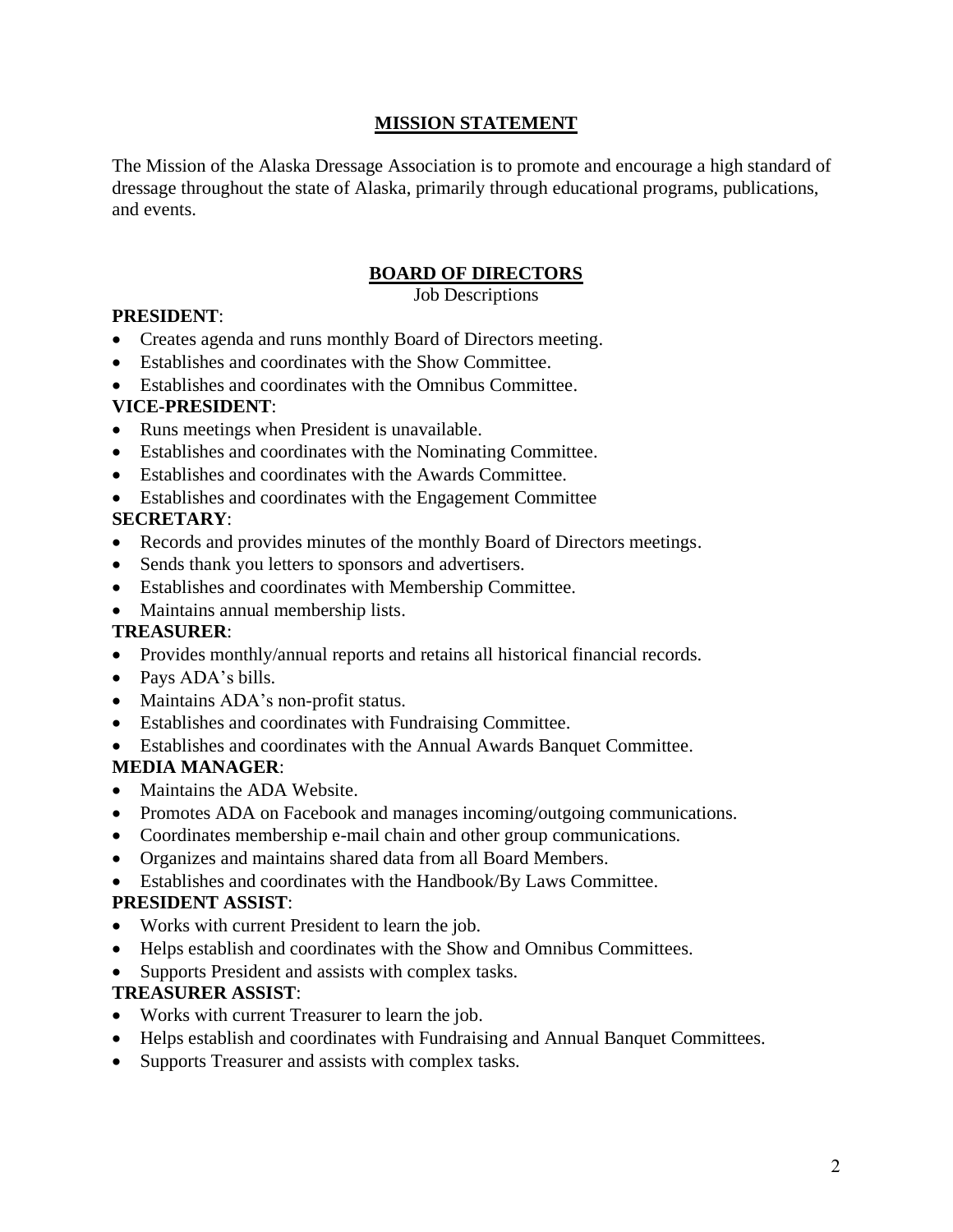## MISSION STATEMENT

The Mission of the Alaska Dressage Association is to promote and encourage a high standard of dressage throughout the state of Alaska, primarily through educational programs, publications, and events.

## BOARD OF DIRECTORS

Job Descriptions

**PRESIDENT**:

- Creates agenda and runs monthly Board of Directors meeting.
- Establishes and coordinates with the Show Committee.
- Establishes and coordinates with the Omnibus Committee.

**VICE-PRESIDENT**:

- Runs meetings when President is unavailable.
- Establishes and coordinates with the Nominating Committee.
- Establishes and coordinates with the Awards Committee.
- Establishes and coordinates with the Engagement Committee

**SECRETARY**:

- Records and provides minutes of the monthly Board of Directors meetings.
- Sends thank you letters to sponsors and advertisers.
- Establishes and coordinates with Membership Committee.
- Maintains annual membership lists.

**TREASURER**:

- Provides monthly/annual reports and retains all historical financial records.
- Pays ADA's bills.
- Maintains ADA's non-profit status.
- Establishes and coordinates with Fundraising Committee.
- Establishes and coordinates with the Annual Awards Banquet Committee.

**MEDIA MANAGER**:

- Maintains the ADA Website.
- Promotes ADA on Facebook and manages incoming/outgoing communications.
- Coordinates membership e-mail chain and other group communications.
- Organizes and maintains shared data from all Board Members.
- Establishes and coordinates with the Handbook/By Laws Committee.

**PRESIDENT ASSIST**:

- Works with current President to learn the job.
- Helps establish and coordinates with the Show and Omnibus Committees.
- Supports President and assists with complex tasks.

**TREASURER ASSIST**:

- Works with current Treasurer to learn the job.
- Helps establish and coordinates with Fundraising and Annual Banquet Committees.
- Supports Treasurer and assists with complex tasks.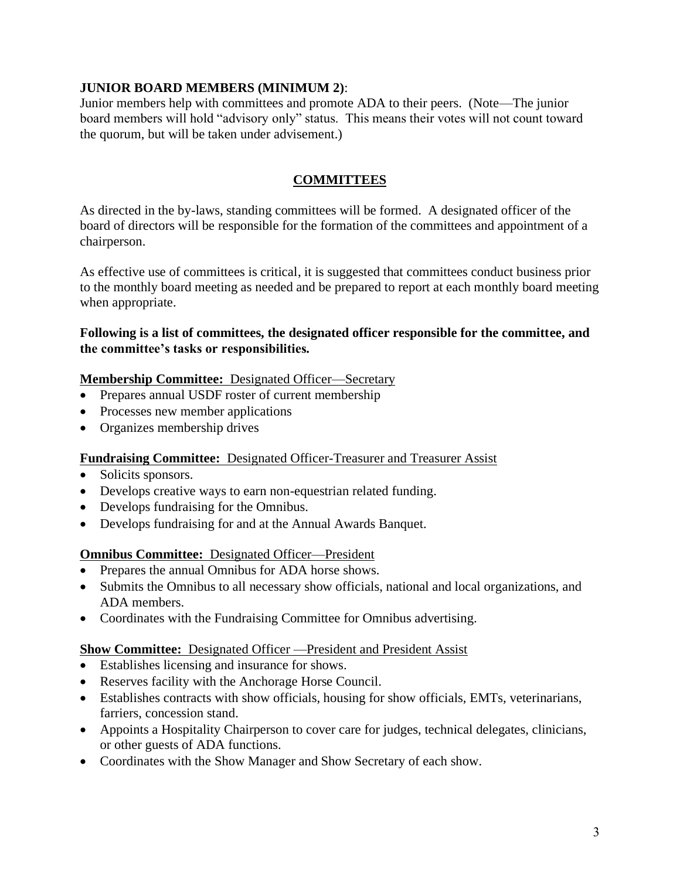**JUNIOR BOARD MEMBERS (MINIMUM 2)**:
Junior members help with committees and promote ADA to their peers. (Note—The junior board members will hold "advisory only" status. This means their votes will not count toward the quorum, but will be taken under advisement.)

## COMMITTEES

As directed in the by-laws, standing committees will be formed. A designated officer of the board of directors will be responsible for the formation of the committees and appointment of a chairperson.

As effective use of committees is critical, it is suggested that committees conduct business prior to the monthly board meeting as needed and be prepared to report at each monthly board meeting when appropriate.

**Following is a list of committees, the designated officer responsible for the committee, and the committee's tasks or responsibilities.**

**Membership Committee:** Designated Officer—Secretary
- Prepares annual USDF roster of current membership
- Processes new member applications
- Organizes membership drives

**Fundraising Committee:** Designated Officer-Treasurer and Treasurer Assist
- Solicits sponsors.
- Develops creative ways to earn non-equestrian related funding.
- Develops fundraising for the Omnibus.
- Develops fundraising for and at the Annual Awards Banquet.

**Omnibus Committee:** Designated Officer—President
- Prepares the annual Omnibus for ADA horse shows.
- Submits the Omnibus to all necessary show officials, national and local organizations, and ADA members.
- Coordinates with the Fundraising Committee for Omnibus advertising.

**Show Committee:** Designated Officer —President and President Assist
- Establishes licensing and insurance for shows.
- Reserves facility with the Anchorage Horse Council.
- Establishes contracts with show officials, housing for show officials, EMTs, veterinarians, farriers, concession stand.
- Appoints a Hospitality Chairperson to cover care for judges, technical delegates, clinicians, or other guests of ADA functions.
- Coordinates with the Show Manager and Show Secretary of each show.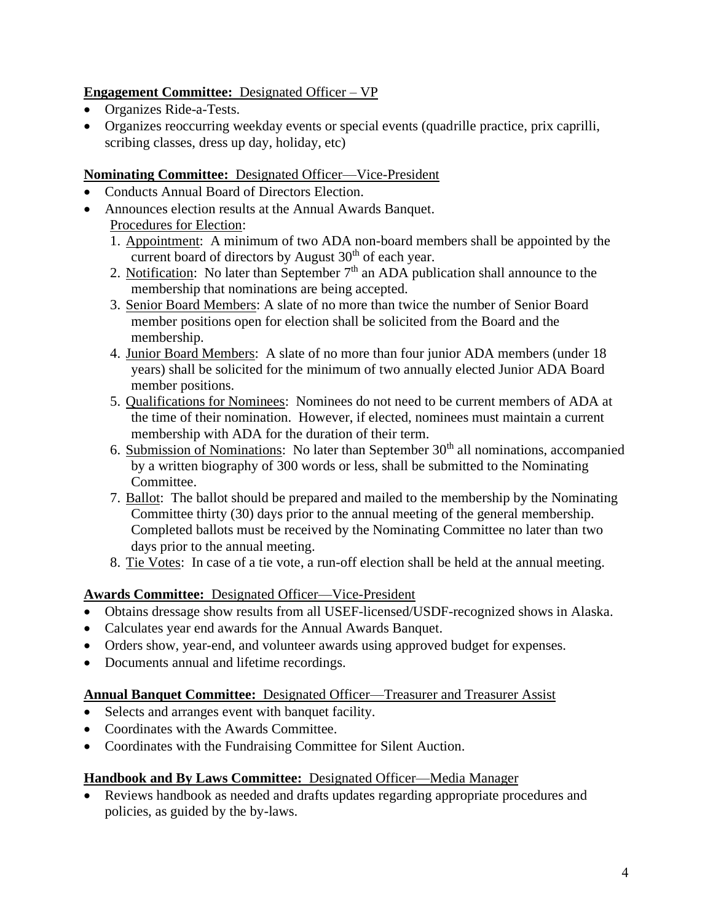**Engagement Committee:** Designated Officer – VP

- Organizes Ride-a-Tests.
- Organizes reoccurring weekday events or special events (quadrille practice, prix caprilli, scribing classes, dress up day, holiday, etc)

**Nominating Committee:** Designated Officer—Vice-President

- Conducts Annual Board of Directors Election.
- Announces election results at the Annual Awards Banquet.

Procedures for Election:

1. Appointment: A minimum of two ADA non-board members shall be appointed by the current board of directors by August 30th of each year.
2. Notification: No later than September 7th an ADA publication shall announce to the membership that nominations are being accepted.
3. Senior Board Members: A slate of no more than twice the number of Senior Board member positions open for election shall be solicited from the Board and the membership.
4. Junior Board Members: A slate of no more than four junior ADA members (under 18 years) shall be solicited for the minimum of two annually elected Junior ADA Board member positions.
5. Qualifications for Nominees: Nominees do not need to be current members of ADA at the time of their nomination. However, if elected, nominees must maintain a current membership with ADA for the duration of their term.
6. Submission of Nominations: No later than September 30th all nominations, accompanied by a written biography of 300 words or less, shall be submitted to the Nominating Committee.
7. Ballot: The ballot should be prepared and mailed to the membership by the Nominating Committee thirty (30) days prior to the annual meeting of the general membership. Completed ballots must be received by the Nominating Committee no later than two days prior to the annual meeting.
8. Tie Votes: In case of a tie vote, a run-off election shall be held at the annual meeting.

**Awards Committee:** Designated Officer—Vice-President

- Obtains dressage show results from all USEF-licensed/USDF-recognized shows in Alaska.
- Calculates year end awards for the Annual Awards Banquet.
- Orders show, year-end, and volunteer awards using approved budget for expenses.
- Documents annual and lifetime recordings.

**Annual Banquet Committee:** Designated Officer—Treasurer and Treasurer Assist

- Selects and arranges event with banquet facility.
- Coordinates with the Awards Committee.
- Coordinates with the Fundraising Committee for Silent Auction.

**Handbook and By Laws Committee:** Designated Officer—Media Manager

- Reviews handbook as needed and drafts updates regarding appropriate procedures and policies, as guided by the by-laws.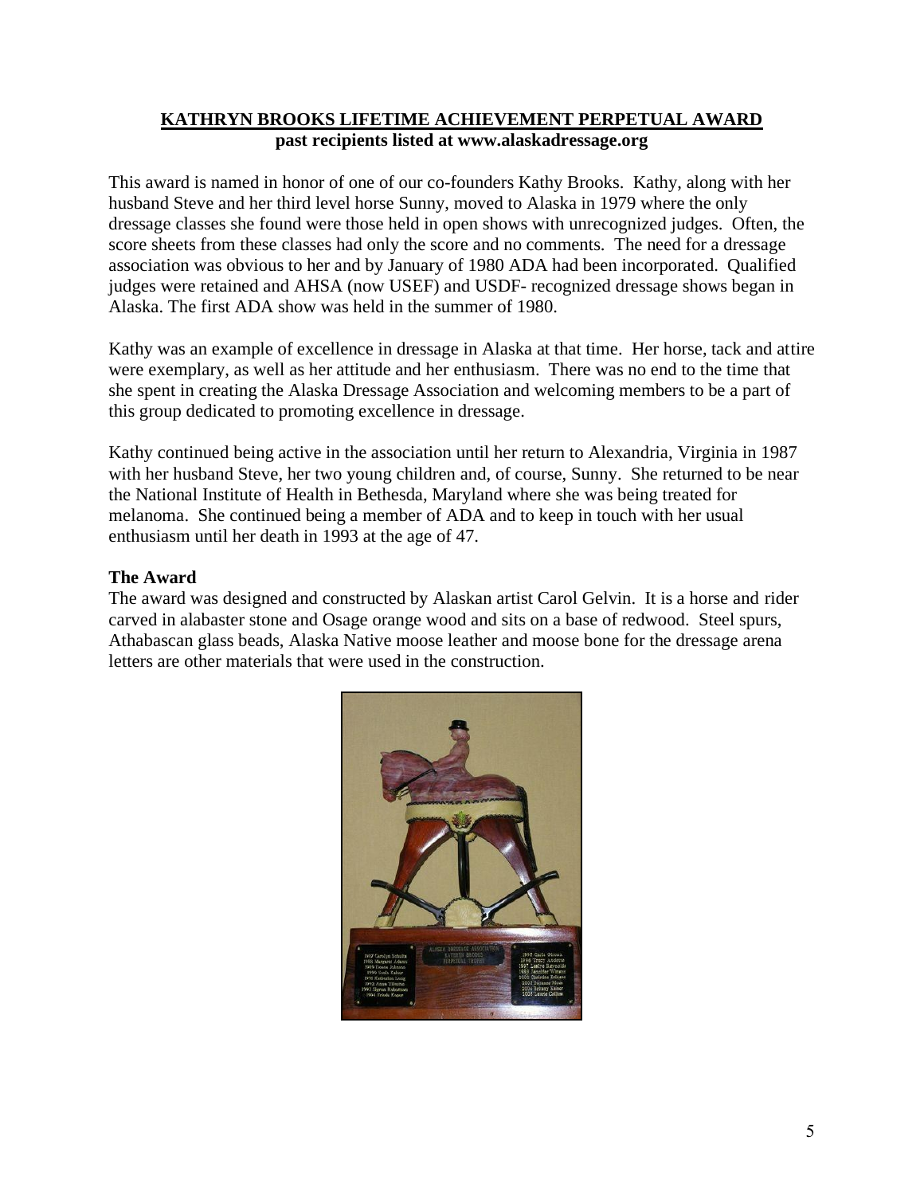## KATHRYN BROOKS LIFETIME ACHIEVEMENT PERPETUAL AWARD

**past recipients listed at www.alaskadressage.org**

This award is named in honor of one of our co-founders Kathy Brooks. Kathy, along with her husband Steve and her third level horse Sunny, moved to Alaska in 1979 where the only dressage classes she found were those held in open shows with unrecognized judges. Often, the score sheets from these classes had only the score and no comments. The need for a dressage association was obvious to her and by January of 1980 ADA had been incorporated. Qualified judges were retained and AHSA (now USEF) and USDF- recognized dressage shows began in Alaska. The first ADA show was held in the summer of 1980.

Kathy was an example of excellence in dressage in Alaska at that time. Her horse, tack and attire were exemplary, as well as her attitude and her enthusiasm. There was no end to the time that she spent in creating the Alaska Dressage Association and welcoming members to be a part of this group dedicated to promoting excellence in dressage.

Kathy continued being active in the association until her return to Alexandria, Virginia in 1987 with her husband Steve, her two young children and, of course, Sunny. She returned to be near the National Institute of Health in Bethesda, Maryland where she was being treated for melanoma. She continued being a member of ADA and to keep in touch with her usual enthusiasm until her death in 1993 at the age of 47.

### The Award

The award was designed and constructed by Alaskan artist Carol Gelvin. It is a horse and rider carved in alabaster stone and Osage orange wood and sits on a base of redwood. Steel spurs, Athabascan glass beads, Alaska Native moose leather and moose bone for the dressage arena letters are other materials that were used in the construction.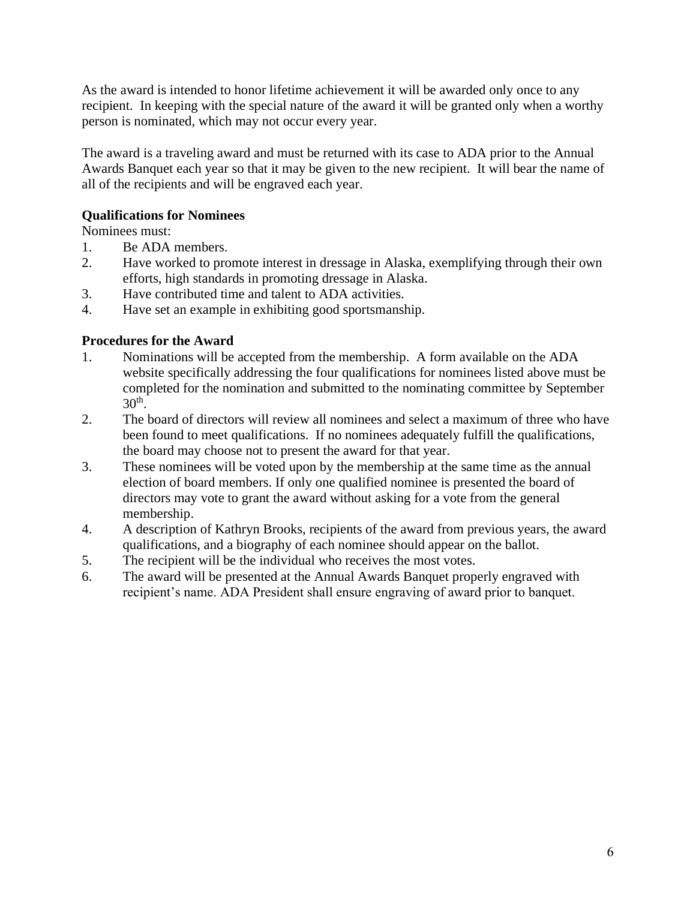As the award is intended to honor lifetime achievement it will be awarded only once to any recipient. In keeping with the special nature of the award it will be granted only when a worthy person is nominated, which may not occur every year.

The award is a traveling award and must be returned with its case to ADA prior to the Annual Awards Banquet each year so that it may be given to the new recipient. It will bear the name of all of the recipients and will be engraved each year.

**Qualifications for Nominees**

Nominees must:

1. Be ADA members.
2. Have worked to promote interest in dressage in Alaska, exemplifying through their own efforts, high standards in promoting dressage in Alaska.
3. Have contributed time and talent to ADA activities.
4. Have set an example in exhibiting good sportsmanship.

**Procedures for the Award**

1. Nominations will be accepted from the membership. A form available on the ADA website specifically addressing the four qualifications for nominees listed above must be completed for the nomination and submitted to the nominating committee by September 30th.
2. The board of directors will review all nominees and select a maximum of three who have been found to meet qualifications. If no nominees adequately fulfill the qualifications, the board may choose not to present the award for that year.
3. These nominees will be voted upon by the membership at the same time as the annual election of board members. If only one qualified nominee is presented the board of directors may vote to grant the award without asking for a vote from the general membership.
4. A description of Kathryn Brooks, recipients of the award from previous years, the award qualifications, and a biography of each nominee should appear on the ballot.
5. The recipient will be the individual who receives the most votes.
6. The award will be presented at the Annual Awards Banquet properly engraved with recipient's name. ADA President shall ensure engraving of award prior to banquet.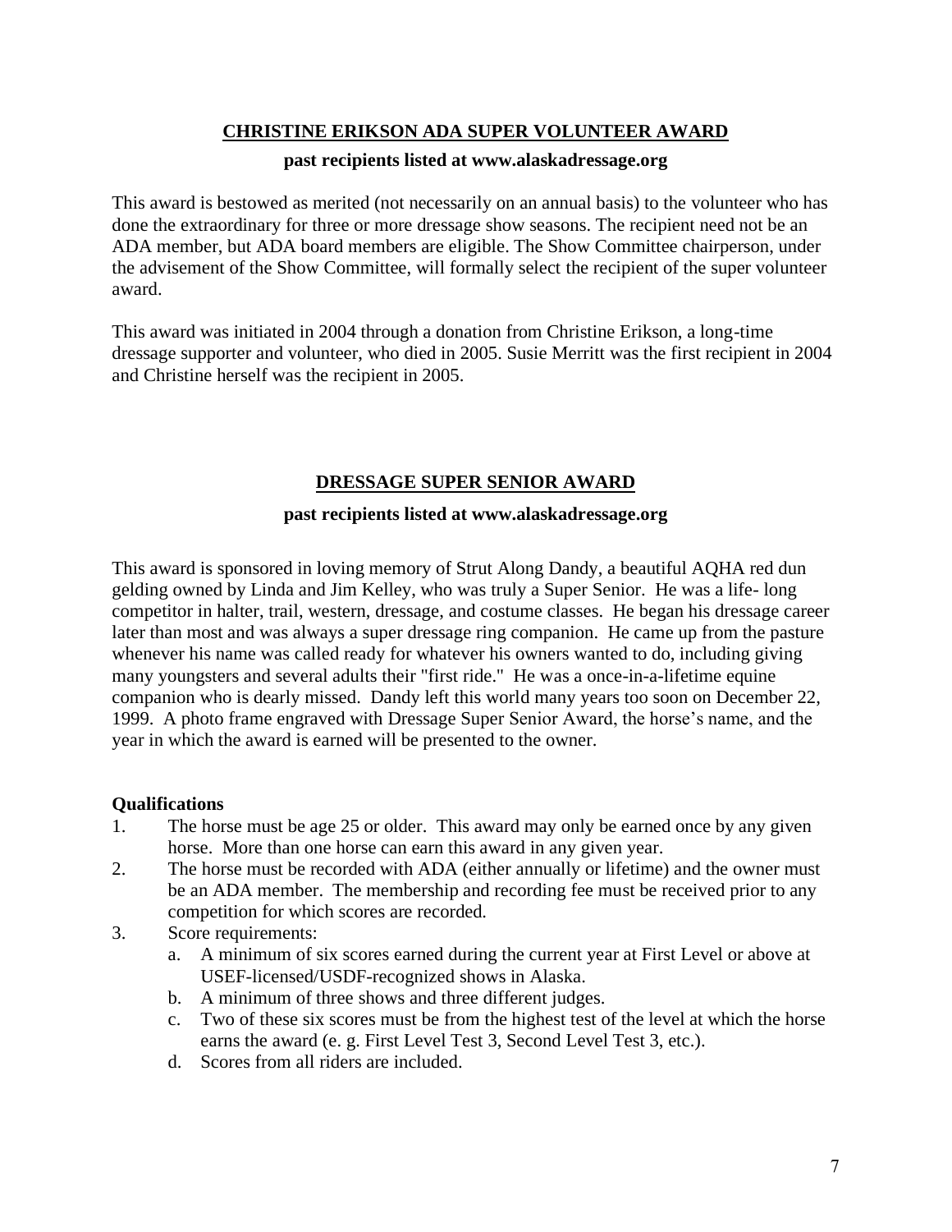## CHRISTINE ERIKSON ADA SUPER VOLUNTEER AWARD

**past recipients listed at www.alaskadressage.org**

This award is bestowed as merited (not necessarily on an annual basis) to the volunteer who has done the extraordinary for three or more dressage show seasons. The recipient need not be an ADA member, but ADA board members are eligible. The Show Committee chairperson, under the advisement of the Show Committee, will formally select the recipient of the super volunteer award.

This award was initiated in 2004 through a donation from Christine Erikson, a long-time dressage supporter and volunteer, who died in 2005. Susie Merritt was the first recipient in 2004 and Christine herself was the recipient in 2005.

## DRESSAGE SUPER SENIOR AWARD

**past recipients listed at www.alaskadressage.org**

This award is sponsored in loving memory of Strut Along Dandy, a beautiful AQHA red dun gelding owned by Linda and Jim Kelley, who was truly a Super Senior. He was a life- long competitor in halter, trail, western, dressage, and costume classes. He began his dressage career later than most and was always a super dressage ring companion. He came up from the pasture whenever his name was called ready for whatever his owners wanted to do, including giving many youngsters and several adults their "first ride." He was a once-in-a-lifetime equine companion who is dearly missed. Dandy left this world many years too soon on December 22, 1999. A photo frame engraved with Dressage Super Senior Award, the horse's name, and the year in which the award is earned will be presented to the owner.

**Qualifications**

1. The horse must be age 25 or older. This award may only be earned once by any given horse. More than one horse can earn this award in any given year.
2. The horse must be recorded with ADA (either annually or lifetime) and the owner must be an ADA member. The membership and recording fee must be received prior to any competition for which scores are recorded.
3. Score requirements:
   a. A minimum of six scores earned during the current year at First Level or above at USEF-licensed/USDF-recognized shows in Alaska.
   b. A minimum of three shows and three different judges.
   c. Two of these six scores must be from the highest test of the level at which the horse earns the award (e. g. First Level Test 3, Second Level Test 3, etc.).
   d. Scores from all riders are included.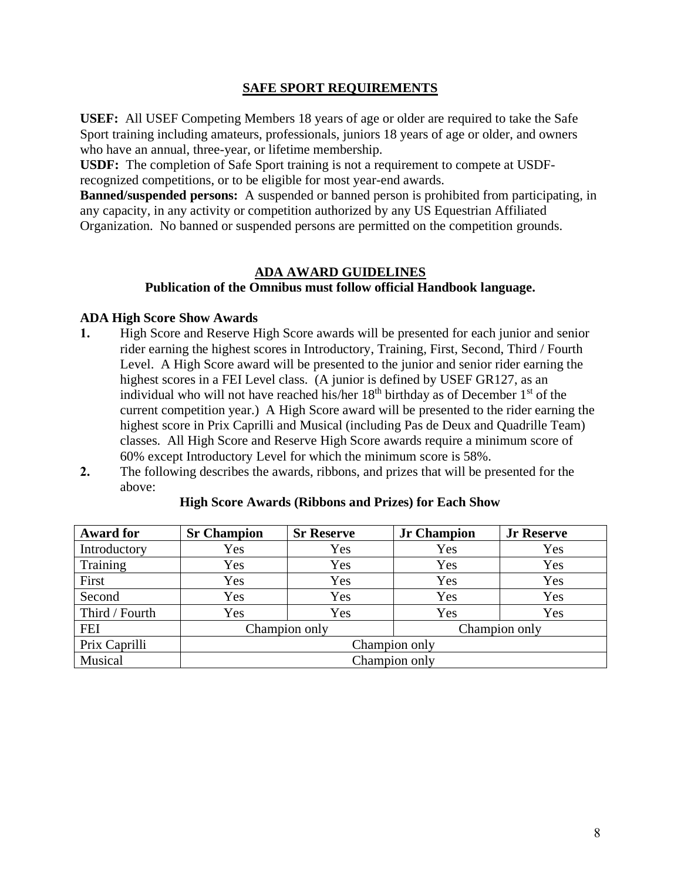## SAFE SPORT REQUIREMENTS

**USEF:** All USEF Competing Members 18 years of age or older are required to take the Safe Sport training including amateurs, professionals, juniors 18 years of age or older, and owners who have an annual, three-year, or lifetime membership.

**USDF:** The completion of Safe Sport training is not a requirement to compete at USDF-recognized competitions, or to be eligible for most year-end awards.

**Banned/suspended persons:** A suspended or banned person is prohibited from participating, in any capacity, in any activity or competition authorized by any US Equestrian Affiliated Organization. No banned or suspended persons are permitted on the competition grounds.

## ADA AWARD GUIDELINES

**Publication of the Omnibus must follow official Handbook language.**

### ADA High Score Show Awards

1. High Score and Reserve High Score awards will be presented for each junior and senior rider earning the highest scores in Introductory, Training, First, Second, Third / Fourth Level. A High Score award will be presented to the junior and senior rider earning the highest scores in a FEI Level class. (A junior is defined by USEF GR127, as an individual who will not have reached his/her 18th birthday as of December 1st of the current competition year.) A High Score award will be presented to the rider earning the highest score in Prix Caprilli and Musical (including Pas de Deux and Quadrille Team) classes. All High Score and Reserve High Score awards require a minimum score of 60% except Introductory Level for which the minimum score is 58%.
2. The following describes the awards, ribbons, and prizes that will be presented for the above:

**High Score Awards (Ribbons and Prizes) for Each Show**

| Award for | Sr Champion | Sr Reserve | Jr Champion | Jr Reserve |
|---|---|---|---|---|
| Introductory | Yes | Yes | Yes | Yes |
| Training | Yes | Yes | Yes | Yes |
| First | Yes | Yes | Yes | Yes |
| Second | Yes | Yes | Yes | Yes |
| Third / Fourth | Yes | Yes | Yes | Yes |
| FEI | Champion only | | Champion only | |
| Prix Caprilli | Champion only | | | |
| Musical | Champion only | | | |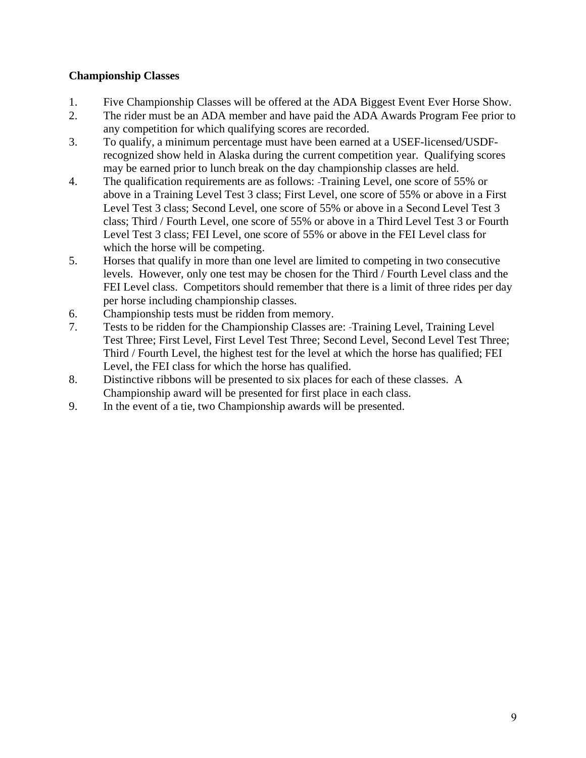**Championship Classes**

1. Five Championship Classes will be offered at the ADA Biggest Event Ever Horse Show.
2. The rider must be an ADA member and have paid the ADA Awards Program Fee prior to any competition for which qualifying scores are recorded.
3. To qualify, a minimum percentage must have been earned at a USEF-licensed/USDF-recognized show held in Alaska during the current competition year. Qualifying scores may be earned prior to lunch break on the day championship classes are held.
4. The qualification requirements are as follows: Training Level, one score of 55% or above in a Training Level Test 3 class; First Level, one score of 55% or above in a First Level Test 3 class; Second Level, one score of 55% or above in a Second Level Test 3 class; Third / Fourth Level, one score of 55% or above in a Third Level Test 3 or Fourth Level Test 3 class; FEI Level, one score of 55% or above in the FEI Level class for which the horse will be competing.
5. Horses that qualify in more than one level are limited to competing in two consecutive levels. However, only one test may be chosen for the Third / Fourth Level class and the FEI Level class. Competitors should remember that there is a limit of three rides per day per horse including championship classes.
6. Championship tests must be ridden from memory.
7. Tests to be ridden for the Championship Classes are: Training Level, Training Level Test Three; First Level, First Level Test Three; Second Level, Second Level Test Three; Third / Fourth Level, the highest test for the level at which the horse has qualified; FEI Level, the FEI class for which the horse has qualified.
8. Distinctive ribbons will be presented to six places for each of these classes. A Championship award will be presented for first place in each class.
9. In the event of a tie, two Championship awards will be presented.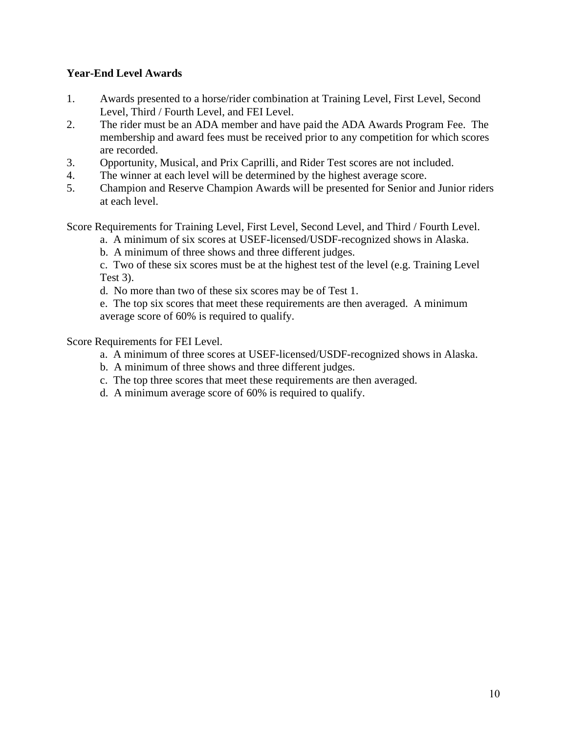**Year-End Level Awards**

1. Awards presented to a horse/rider combination at Training Level, First Level, Second Level, Third / Fourth Level, and FEI Level.
2. The rider must be an ADA member and have paid the ADA Awards Program Fee. The membership and award fees must be received prior to any competition for which scores are recorded.
3. Opportunity, Musical, and Prix Caprilli, and Rider Test scores are not included.
4. The winner at each level will be determined by the highest average score.
5. Champion and Reserve Champion Awards will be presented for Senior and Junior riders at each level.

Score Requirements for Training Level, First Level, Second Level, and Third / Fourth Level.

a. A minimum of six scores at USEF-licensed/USDF-recognized shows in Alaska.

b. A minimum of three shows and three different judges.

c. Two of these six scores must be at the highest test of the level (e.g. Training Level Test 3).

d. No more than two of these six scores may be of Test 1.

e. The top six scores that meet these requirements are then averaged. A minimum average score of 60% is required to qualify.

Score Requirements for FEI Level.

a. A minimum of three scores at USEF-licensed/USDF-recognized shows in Alaska.

b. A minimum of three shows and three different judges.

c. The top three scores that meet these requirements are then averaged.

d. A minimum average score of 60% is required to qualify.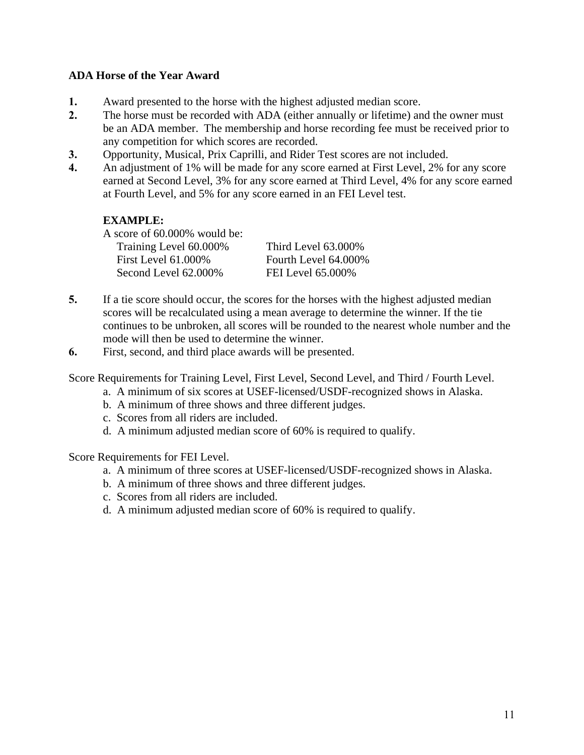**ADA Horse of the Year Award**

1. Award presented to the horse with the highest adjusted median score.
2. The horse must be recorded with ADA (either annually or lifetime) and the owner must be an ADA member. The membership and horse recording fee must be received prior to any competition for which scores are recorded.
3. Opportunity, Musical, Prix Caprilli, and Rider Test scores are not included.
4. An adjustment of 1% will be made for any score earned at First Level, 2% for any score earned at Second Level, 3% for any score earned at Third Level, 4% for any score earned at Fourth Level, and 5% for any score earned in an FEI Level test.

   **EXAMPLE:**
   A score of 60.000% would be:

   | | |
   |---|---|
   | Training Level 60.000% | Third Level 63.000% |
   | First Level 61.000% | Fourth Level 64.000% |
   | Second Level 62.000% | FEI Level 65.000% |

5. If a tie score should occur, the scores for the horses with the highest adjusted median scores will be recalculated using a mean average to determine the winner. If the tie continues to be unbroken, all scores will be rounded to the nearest whole number and the mode will then be used to determine the winner.
6. First, second, and third place awards will be presented.

Score Requirements for Training Level, First Level, Second Level, and Third / Fourth Level.

a. A minimum of six scores at USEF-licensed/USDF-recognized shows in Alaska.
b. A minimum of three shows and three different judges.
c. Scores from all riders are included.
d. A minimum adjusted median score of 60% is required to qualify.

Score Requirements for FEI Level.

a. A minimum of three scores at USEF-licensed/USDF-recognized shows in Alaska.
b. A minimum of three shows and three different judges.
c. Scores from all riders are included.
d. A minimum adjusted median score of 60% is required to qualify.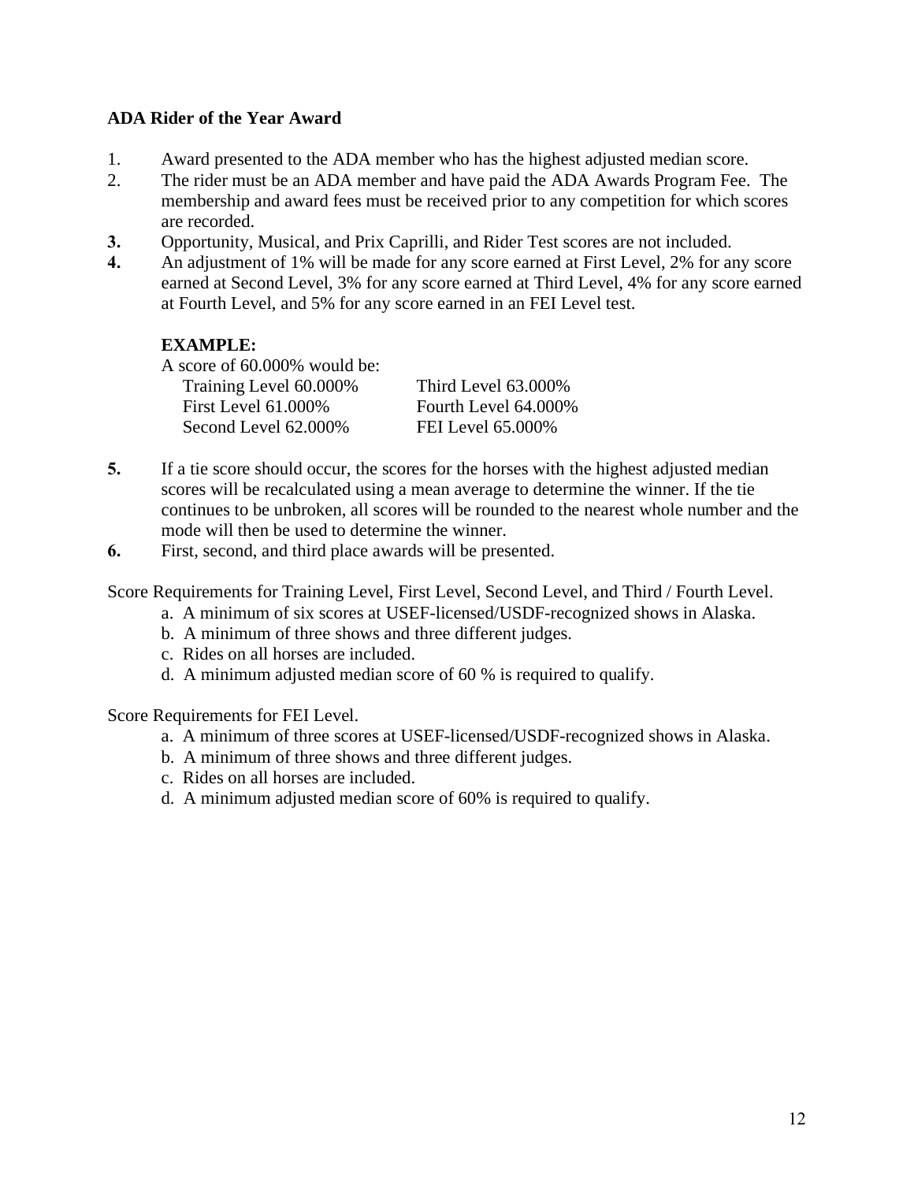**ADA Rider of the Year Award**

1. Award presented to the ADA member who has the highest adjusted median score.
2. The rider must be an ADA member and have paid the ADA Awards Program Fee. The membership and award fees must be received prior to any competition for which scores are recorded.
3. Opportunity, Musical, and Prix Caprilli, and Rider Test scores are not included.
4. An adjustment of 1% will be made for any score earned at First Level, 2% for any score earned at Second Level, 3% for any score earned at Third Level, 4% for any score earned at Fourth Level, and 5% for any score earned in an FEI Level test.

   **EXAMPLE:**

   A score of 60.000% would be:

   | | |
   |---|---|
   | Training Level 60.000% | Third Level 63.000% |
   | First Level 61.000% | Fourth Level 64.000% |
   | Second Level 62.000% | FEI Level 65.000% |

5. If a tie score should occur, the scores for the horses with the highest adjusted median scores will be recalculated using a mean average to determine the winner. If the tie continues to be unbroken, all scores will be rounded to the nearest whole number and the mode will then be used to determine the winner.
6. First, second, and third place awards will be presented.

Score Requirements for Training Level, First Level, Second Level, and Third / Fourth Level.

a. A minimum of six scores at USEF-licensed/USDF-recognized shows in Alaska.
b. A minimum of three shows and three different judges.
c. Rides on all horses are included.
d. A minimum adjusted median score of 60 % is required to qualify.

Score Requirements for FEI Level.

a. A minimum of three scores at USEF-licensed/USDF-recognized shows in Alaska.
b. A minimum of three shows and three different judges.
c. Rides on all horses are included.
d. A minimum adjusted median score of 60% is required to qualify.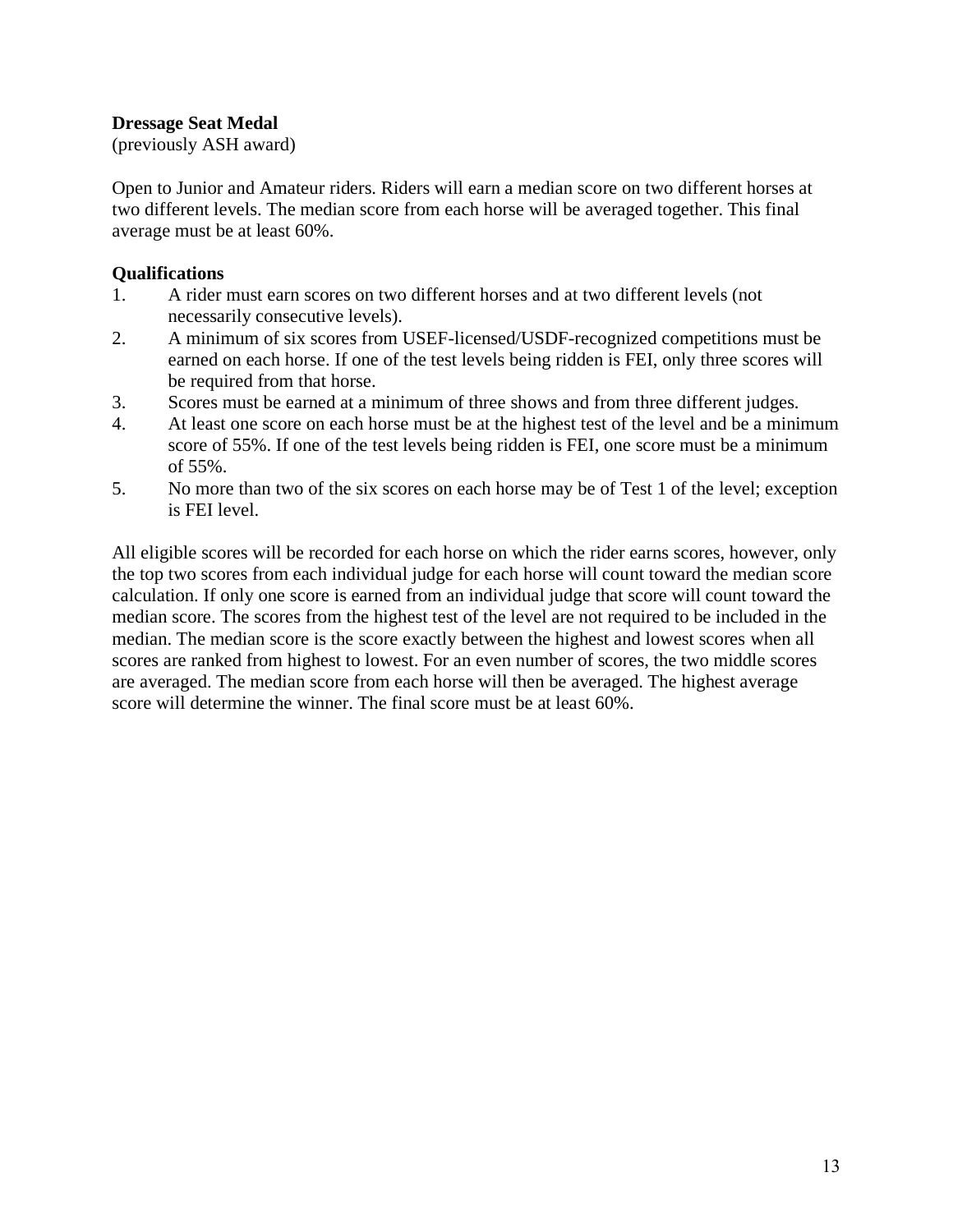**Dressage Seat Medal**
(previously ASH award)

Open to Junior and Amateur riders. Riders will earn a median score on two different horses at two different levels. The median score from each horse will be averaged together. This final average must be at least 60%.

**Qualifications**

1. A rider must earn scores on two different horses and at two different levels (not necessarily consecutive levels).
2. A minimum of six scores from USEF-licensed/USDF-recognized competitions must be earned on each horse. If one of the test levels being ridden is FEI, only three scores will be required from that horse.
3. Scores must be earned at a minimum of three shows and from three different judges.
4. At least one score on each horse must be at the highest test of the level and be a minimum score of 55%. If one of the test levels being ridden is FEI, one score must be a minimum of 55%.
5. No more than two of the six scores on each horse may be of Test 1 of the level; exception is FEI level.

All eligible scores will be recorded for each horse on which the rider earns scores, however, only the top two scores from each individual judge for each horse will count toward the median score calculation. If only one score is earned from an individual judge that score will count toward the median score. The scores from the highest test of the level are not required to be included in the median. The median score is the score exactly between the highest and lowest scores when all scores are ranked from highest to lowest. For an even number of scores, the two middle scores are averaged. The median score from each horse will then be averaged. The highest average score will determine the winner. The final score must be at least 60%.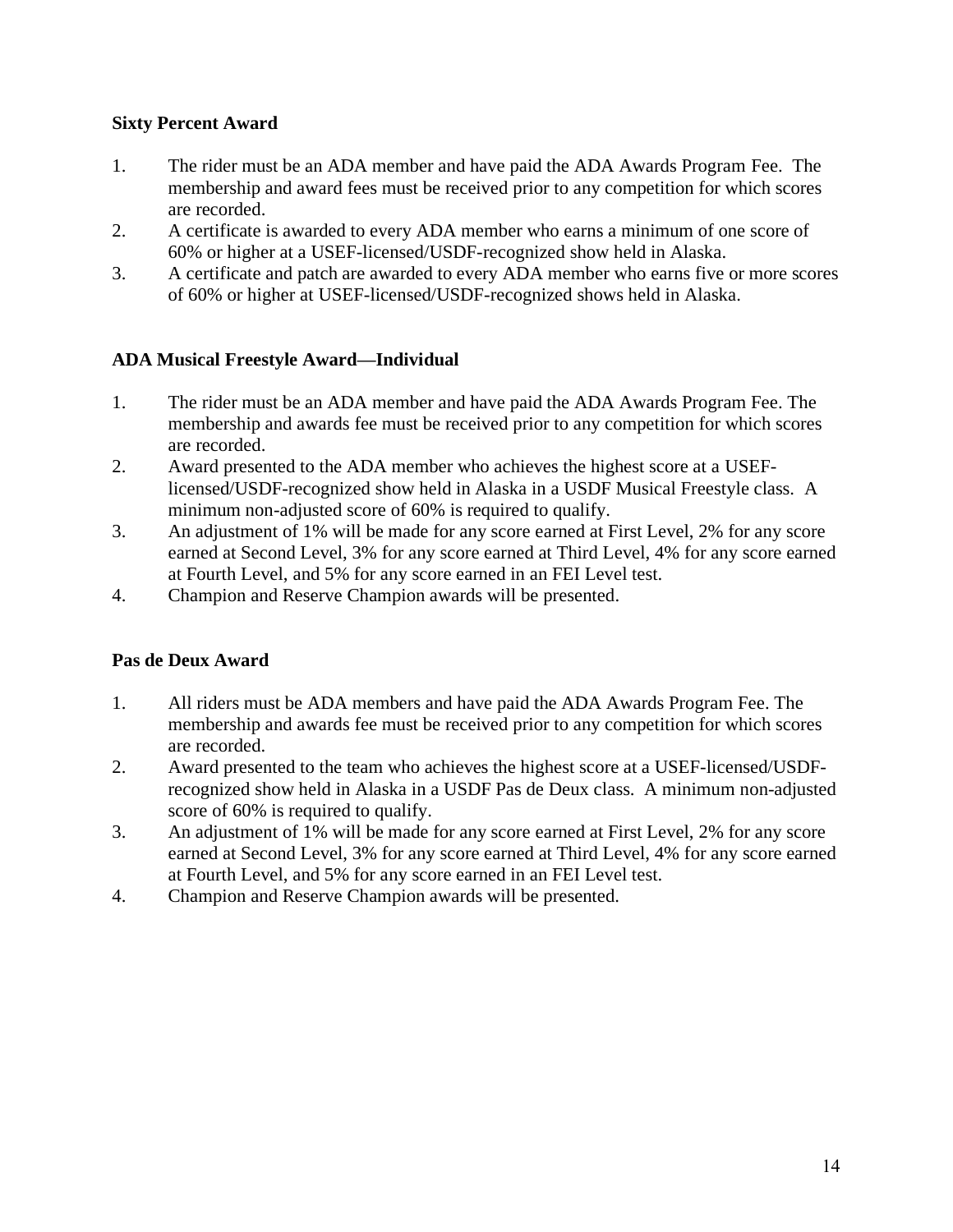**Sixty Percent Award**

1. The rider must be an ADA member and have paid the ADA Awards Program Fee. The membership and award fees must be received prior to any competition for which scores are recorded.
2. A certificate is awarded to every ADA member who earns a minimum of one score of 60% or higher at a USEF-licensed/USDF-recognized show held in Alaska.
3. A certificate and patch are awarded to every ADA member who earns five or more scores of 60% or higher at USEF-licensed/USDF-recognized shows held in Alaska.

**ADA Musical Freestyle Award—Individual**

1. The rider must be an ADA member and have paid the ADA Awards Program Fee. The membership and awards fee must be received prior to any competition for which scores are recorded.
2. Award presented to the ADA member who achieves the highest score at a USEF-licensed/USDF-recognized show held in Alaska in a USDF Musical Freestyle class. A minimum non-adjusted score of 60% is required to qualify.
3. An adjustment of 1% will be made for any score earned at First Level, 2% for any score earned at Second Level, 3% for any score earned at Third Level, 4% for any score earned at Fourth Level, and 5% for any score earned in an FEI Level test.
4. Champion and Reserve Champion awards will be presented.

**Pas de Deux Award**

1. All riders must be ADA members and have paid the ADA Awards Program Fee. The membership and awards fee must be received prior to any competition for which scores are recorded.
2. Award presented to the team who achieves the highest score at a USEF-licensed/USDF-recognized show held in Alaska in a USDF Pas de Deux class. A minimum non-adjusted score of 60% is required to qualify.
3. An adjustment of 1% will be made for any score earned at First Level, 2% for any score earned at Second Level, 3% for any score earned at Third Level, 4% for any score earned at Fourth Level, and 5% for any score earned in an FEI Level test.
4. Champion and Reserve Champion awards will be presented.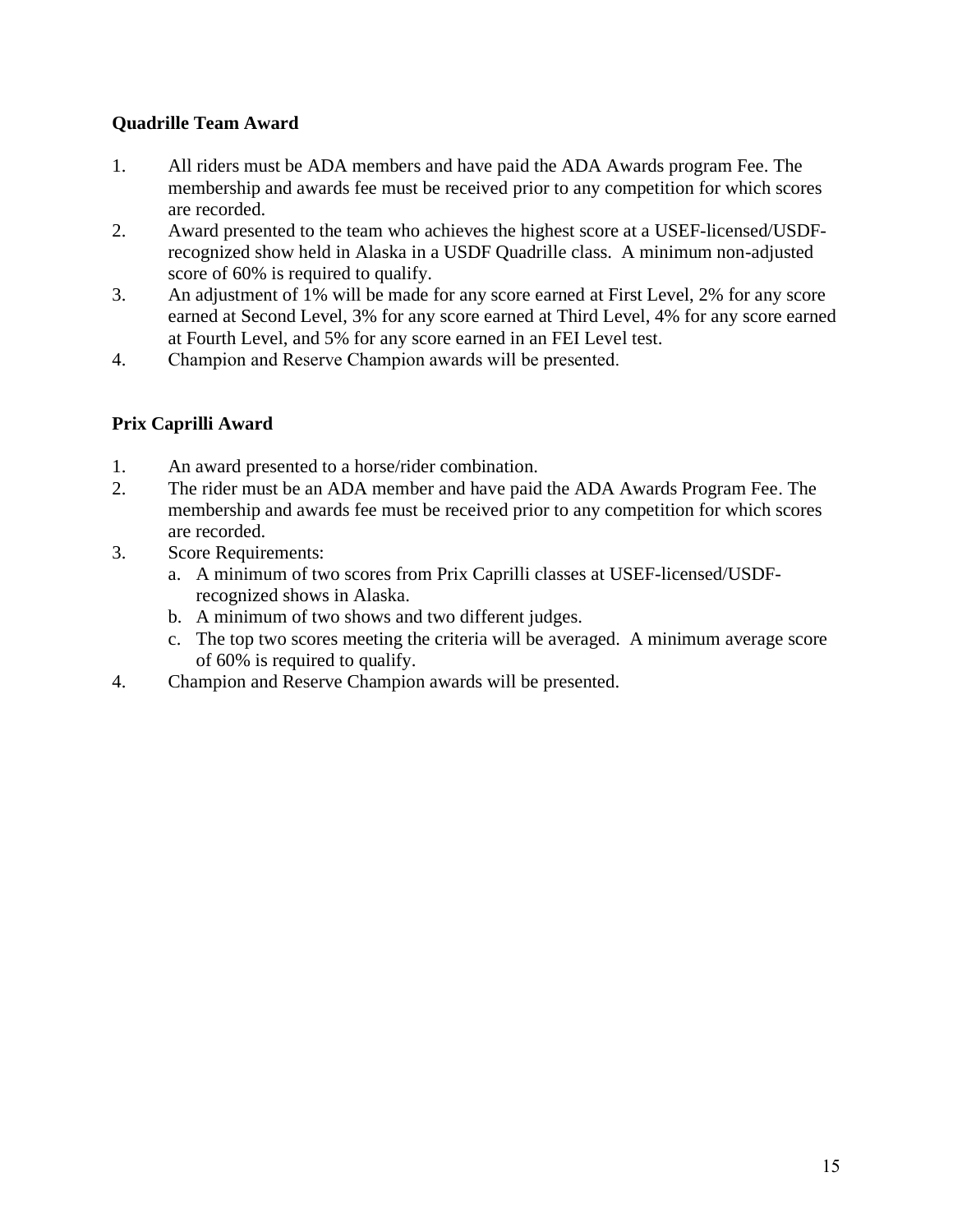### Quadrille Team Award

1. All riders must be ADA members and have paid the ADA Awards program Fee. The membership and awards fee must be received prior to any competition for which scores are recorded.
2. Award presented to the team who achieves the highest score at a USEF-licensed/USDF-recognized show held in Alaska in a USDF Quadrille class. A minimum non-adjusted score of 60% is required to qualify.
3. An adjustment of 1% will be made for any score earned at First Level, 2% for any score earned at Second Level, 3% for any score earned at Third Level, 4% for any score earned at Fourth Level, and 5% for any score earned in an FEI Level test.
4. Champion and Reserve Champion awards will be presented.

### Prix Caprilli Award

1. An award presented to a horse/rider combination.
2. The rider must be an ADA member and have paid the ADA Awards Program Fee. The membership and awards fee must be received prior to any competition for which scores are recorded.
3. Score Requirements:
   a. A minimum of two scores from Prix Caprilli classes at USEF-licensed/USDF-recognized shows in Alaska.
   b. A minimum of two shows and two different judges.
   c. The top two scores meeting the criteria will be averaged. A minimum average score of 60% is required to qualify.
4. Champion and Reserve Champion awards will be presented.